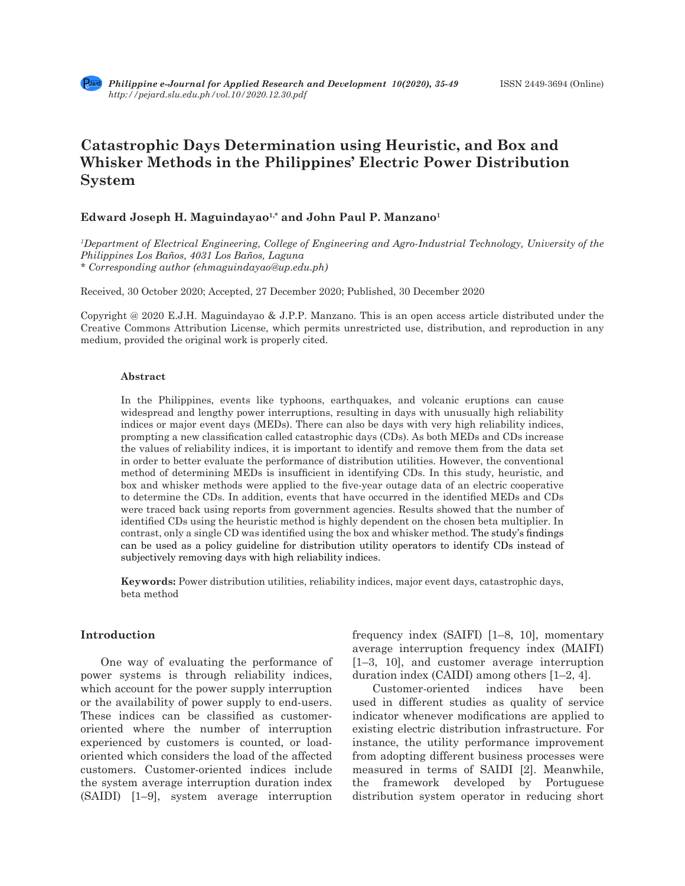# Catastrophic Days Determination using Heuristic, and Box and Whisker Methods in the Philippines' Electric Power Distribution System

**Edward Joseph H. Maguindayao[1,*] and John Paul P. Manzano[1]**

[1]*Department of Electrical Engineering, College of Engineering and Agro-Industrial Technology, University of the Philippines Los Baños, 4031 Los Baños, Laguna*
*\* Corresponding author (ehmaguindayao@up.edu.ph)*

Received, 30 October 2020; Accepted, 27 December 2020; Published, 30 December 2020

Copyright @ 2020 E.J.H. Maguindayao & J.P.P. Manzano. This is an open access article distributed under the Creative Commons Attribution License, which permits unrestricted use, distribution, and reproduction in any medium, provided the original work is properly cited.

### Abstract

In the Philippines, events like typhoons, earthquakes, and volcanic eruptions can cause widespread and lengthy power interruptions, resulting in days with unusually high reliability indices or major event days (MEDs). There can also be days with very high reliability indices, prompting a new classification called catastrophic days (CDs). As both MEDs and CDs increase the values of reliability indices, it is important to identify and remove them from the data set in order to better evaluate the performance of distribution utilities. However, the conventional method of determining MEDs is insufficient in identifying CDs. In this study, heuristic, and box and whisker methods were applied to the five-year outage data of an electric cooperative to determine the CDs. In addition, events that have occurred in the identified MEDs and CDs were traced back using reports from government agencies. Results showed that the number of identified CDs using the heuristic method is highly dependent on the chosen beta multiplier. In contrast, only a single CD was identified using the box and whisker method. The study's findings can be used as a policy guideline for distribution utility operators to identify CDs instead of subjectively removing days with high reliability indices.

**Keywords:** Power distribution utilities, reliability indices, major event days, catastrophic days, beta method

## Introduction

One way of evaluating the performance of power systems is through reliability indices, which account for the power supply interruption or the availability of power supply to end-users. These indices can be classified as customer-oriented where the number of interruption experienced by customers is counted, or load-oriented which considers the load of the affected customers. Customer-oriented indices include the system average interruption duration index (SAIDI) [1–9], system average interruption frequency index (SAIFI) [1–8, 10], momentary average interruption frequency index (MAIFI) [1–3, 10], and customer average interruption duration index (CAIDI) among others [1–2, 4].

Customer-oriented indices have been used in different studies as quality of service indicator whenever modifications are applied to existing electric distribution infrastructure. For instance, the utility performance improvement from adopting different business processes were measured in terms of SAIDI [2]. Meanwhile, the framework developed by Portuguese distribution system operator in reducing short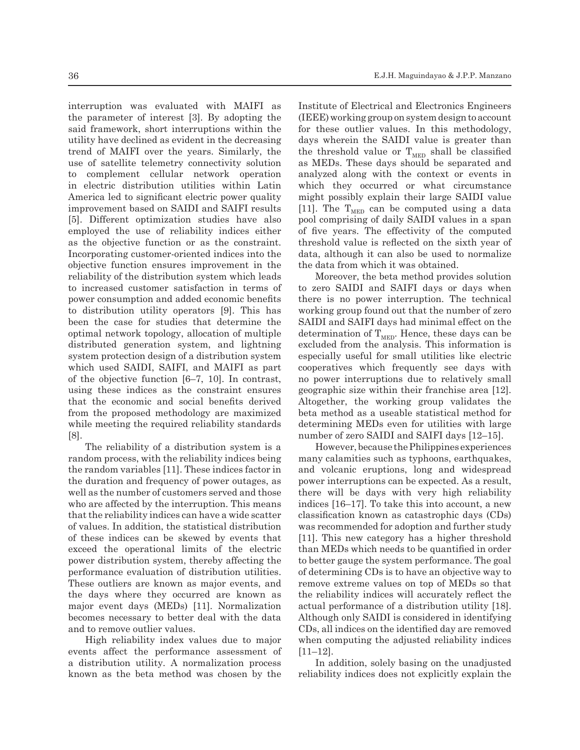interruption was evaluated with MAIFI as the parameter of interest [3]. By adopting the said framework, short interruptions within the utility have declined as evident in the decreasing trend of MAIFI over the years. Similarly, the use of satellite telemetry connectivity solution to complement cellular network operation in electric distribution utilities within Latin America led to significant electric power quality improvement based on SAIDI and SAIFI results [5]. Different optimization studies have also employed the use of reliability indices either as the objective function or as the constraint. Incorporating customer-oriented indices into the objective function ensures improvement in the reliability of the distribution system which leads to increased customer satisfaction in terms of power consumption and added economic benefits to distribution utility operators [9]. This has been the case for studies that determine the optimal network topology, allocation of multiple distributed generation system, and lightning system protection design of a distribution system which used SAIDI, SAIFI, and MAIFI as part of the objective function [6–7, 10]. In contrast, using these indices as the constraint ensures that the economic and social benefits derived from the proposed methodology are maximized while meeting the required reliability standards [8].

The reliability of a distribution system is a random process, with the reliability indices being the random variables [11]. These indices factor in the duration and frequency of power outages, as well as the number of customers served and those who are affected by the interruption. This means that the reliability indices can have a wide scatter of values. In addition, the statistical distribution of these indices can be skewed by events that exceed the operational limits of the electric power distribution system, thereby affecting the performance evaluation of distribution utilities. These outliers are known as major events, and the days where they occurred are known as major event days (MEDs) [11]. Normalization becomes necessary to better deal with the data and to remove outlier values.

High reliability index values due to major events affect the performance assessment of a distribution utility. A normalization process known as the beta method was chosen by the Institute of Electrical and Electronics Engineers (IEEE) working group on system design to account for these outlier values. In this methodology, days wherein the SAIDI value is greater than the threshold value or $T_{MED}$ shall be classified as MEDs. These days should be separated and analyzed along with the context or events in which they occurred or what circumstance might possibly explain their large SAIDI value [11]. The $T_{MED}$ can be computed using a data pool comprising of daily SAIDI values in a span of five years. The effectivity of the computed threshold value is reflected on the sixth year of data, although it can also be used to normalize the data from which it was obtained.

Moreover, the beta method provides solution to zero SAIDI and SAIFI days or days when there is no power interruption. The technical working group found out that the number of zero SAIDI and SAIFI days had minimal effect on the determination of $T_{MED}$. Hence, these days can be excluded from the analysis. This information is especially useful for small utilities like electric cooperatives which frequently see days with no power interruptions due to relatively small geographic size within their franchise area [12]. Altogether, the working group validates the beta method as a useable statistical method for determining MEDs even for utilities with large number of zero SAIDI and SAIFI days [12–15].

However, because the Philippines experiences many calamities such as typhoons, earthquakes, and volcanic eruptions, long and widespread power interruptions can be expected. As a result, there will be days with very high reliability indices [16–17]. To take this into account, a new classification known as catastrophic days (CDs) was recommended for adoption and further study [11]. This new category has a higher threshold than MEDs which needs to be quantified in order to better gauge the system performance. The goal of determining CDs is to have an objective way to remove extreme values on top of MEDs so that the reliability indices will accurately reflect the actual performance of a distribution utility [18]. Although only SAIDI is considered in identifying CDs, all indices on the identified day are removed when computing the adjusted reliability indices [11–12].

In addition, solely basing on the unadjusted reliability indices does not explicitly explain the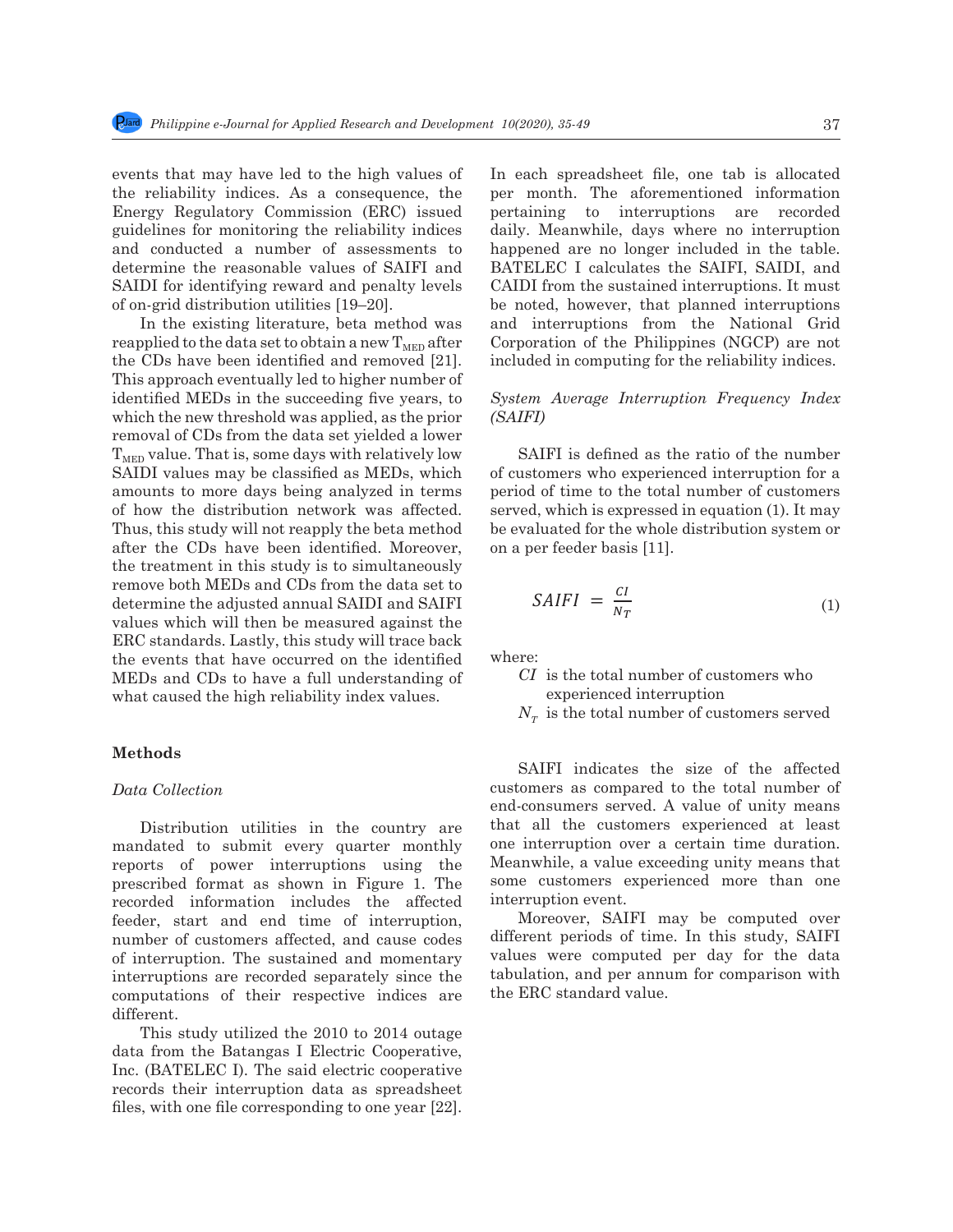events that may have led to the high values of the reliability indices. As a consequence, the Energy Regulatory Commission (ERC) issued guidelines for monitoring the reliability indices and conducted a number of assessments to determine the reasonable values of SAIFI and SAIDI for identifying reward and penalty levels of on-grid distribution utilities [19–20].

In the existing literature, beta method was reapplied to the data set to obtain a new $T_{MED}$ after the CDs have been identified and removed [21]. This approach eventually led to higher number of identified MEDs in the succeeding five years, to which the new threshold was applied, as the prior removal of CDs from the data set yielded a lower $T_{MED}$ value. That is, some days with relatively low SAIDI values may be classified as MEDs, which amounts to more days being analyzed in terms of how the distribution network was affected. Thus, this study will not reapply the beta method after the CDs have been identified. Moreover, the treatment in this study is to simultaneously remove both MEDs and CDs from the data set to determine the adjusted annual SAIDI and SAIFI values which will then be measured against the ERC standards. Lastly, this study will trace back the events that have occurred on the identified MEDs and CDs to have a full understanding of what caused the high reliability index values.

## Methods

### *Data Collection*

Distribution utilities in the country are mandated to submit every quarter monthly reports of power interruptions using the prescribed format as shown in Figure 1. The recorded information includes the affected feeder, start and end time of interruption, number of customers affected, and cause codes of interruption. The sustained and momentary interruptions are recorded separately since the computations of their respective indices are different.

This study utilized the 2010 to 2014 outage data from the Batangas I Electric Cooperative, Inc. (BATELEC I). The said electric cooperative records their interruption data as spreadsheet files, with one file corresponding to one year [22]. In each spreadsheet file, one tab is allocated per month. The aforementioned information pertaining to interruptions are recorded daily. Meanwhile, days where no interruption happened are no longer included in the table. BATELEC I calculates the SAIFI, SAIDI, and CAIDI from the sustained interruptions. It must be noted, however, that planned interruptions and interruptions from the National Grid Corporation of the Philippines (NGCP) are not included in computing for the reliability indices.

### *System Average Interruption Frequency Index (SAIFI)*

SAIFI is defined as the ratio of the number of customers who experienced interruption for a period of time to the total number of customers served, which is expressed in equation (1). It may be evaluated for the whole distribution system or on a per feeder basis [11].

$$SAIFI = \frac{CI}{N_T} \tag{1}$$

where:

- $CI$ is the total number of customers who experienced interruption
- $N_T$ is the total number of customers served

SAIFI indicates the size of the affected customers as compared to the total number of end-consumers served. A value of unity means that all the customers experienced at least one interruption over a certain time duration. Meanwhile, a value exceeding unity means that some customers experienced more than one interruption event.

Moreover, SAIFI may be computed over different periods of time. In this study, SAIFI values were computed per day for the data tabulation, and per annum for comparison with the ERC standard value.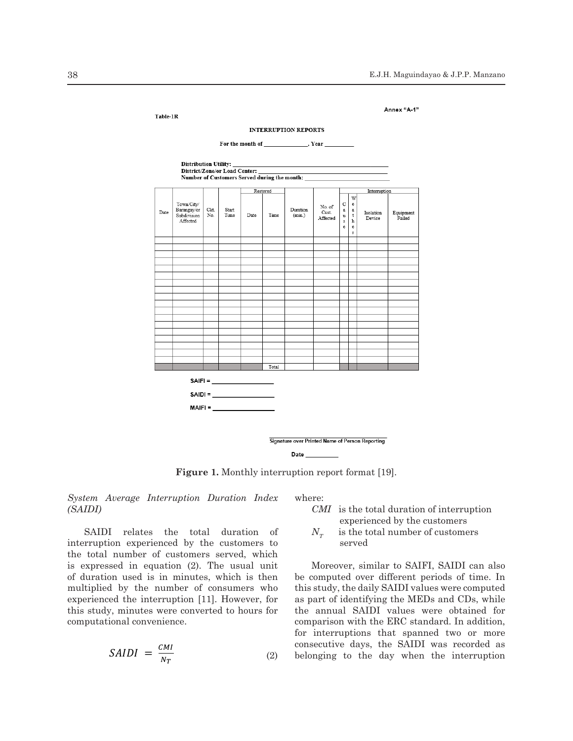Annex "A-1"

Table-1R

**INTERRUPTION REPORTS**

**For the month of _____________, Year _________**

**Distribution Utility:** _______________________________________________

**District/Zone/or Load Center:** _______________________________________

**Number of Customers Served during the month:** ________________________

| Date | Town/City/ Barangay/or Subdivision Affected | Ckt. No. | Start Time | Restored | | Duration (min.) | No. of Cust. Affected | Interruption | | | |
|---|---|---|---|---|---|---|---|---|---|---|---|
| | | | | Date | Time | | | Cause | Weather | Isolation Device | Equipment Failed |
| | | | | | | | | | | | |
| | | | | | | | | | | | |
| | | | | | | | | | | | |
| | | | | | | | | | | | |
| | | | | | | | | | | | |
| | | | | | | | | | | | |
| | | | | | | | | | | | |
| | | | | | | | | | | | |
| | | | | | | | | | | | |
| | | | | | | | | | | | |
| | | | | | | | | | | | |
| | | | | | | | | | | | |
| | | | | | | | | | | | |
| | | | | | | | | | | | |
| | | | | | | | | | | | |
| | | | | | | | | | | | |
| | | | | | | | | | | | |
| | | | | | | | | | | | |
| | | | | | | | | | | | |
| | | | | | Total | | | | | | |

SAIFI = _______________

SAIDI = _______________

MAIFI = _______________

_______________________________

Signature over Printed Name of Person Reporting

Date _________

**Figure 1.** Monthly interruption report format [19].

*System Average Interruption Duration Index (SAIDI)*

SAIDI relates the total duration of interruption experienced by the customers to the total number of customers served, which is expressed in equation (2). The usual unit of duration used is in minutes, which is then multiplied by the number of consumers who experienced the interruption [11]. However, for this study, minutes were converted to hours for computational convenience.

$$SAIDI = \frac{CMI}{N_T} \tag{2}$$

where:

$CMI$ is the total duration of interruption experienced by the customers

$N_T$ is the total number of customers served

Moreover, similar to SAIFI, SAIDI can also be computed over different periods of time. In this study, the daily SAIDI values were computed as part of identifying the MEDs and CDs, while the annual SAIDI values were obtained for comparison with the ERC standard. In addition, for interruptions that spanned two or more consecutive days, the SAIDI was recorded as belonging to the day when the interruption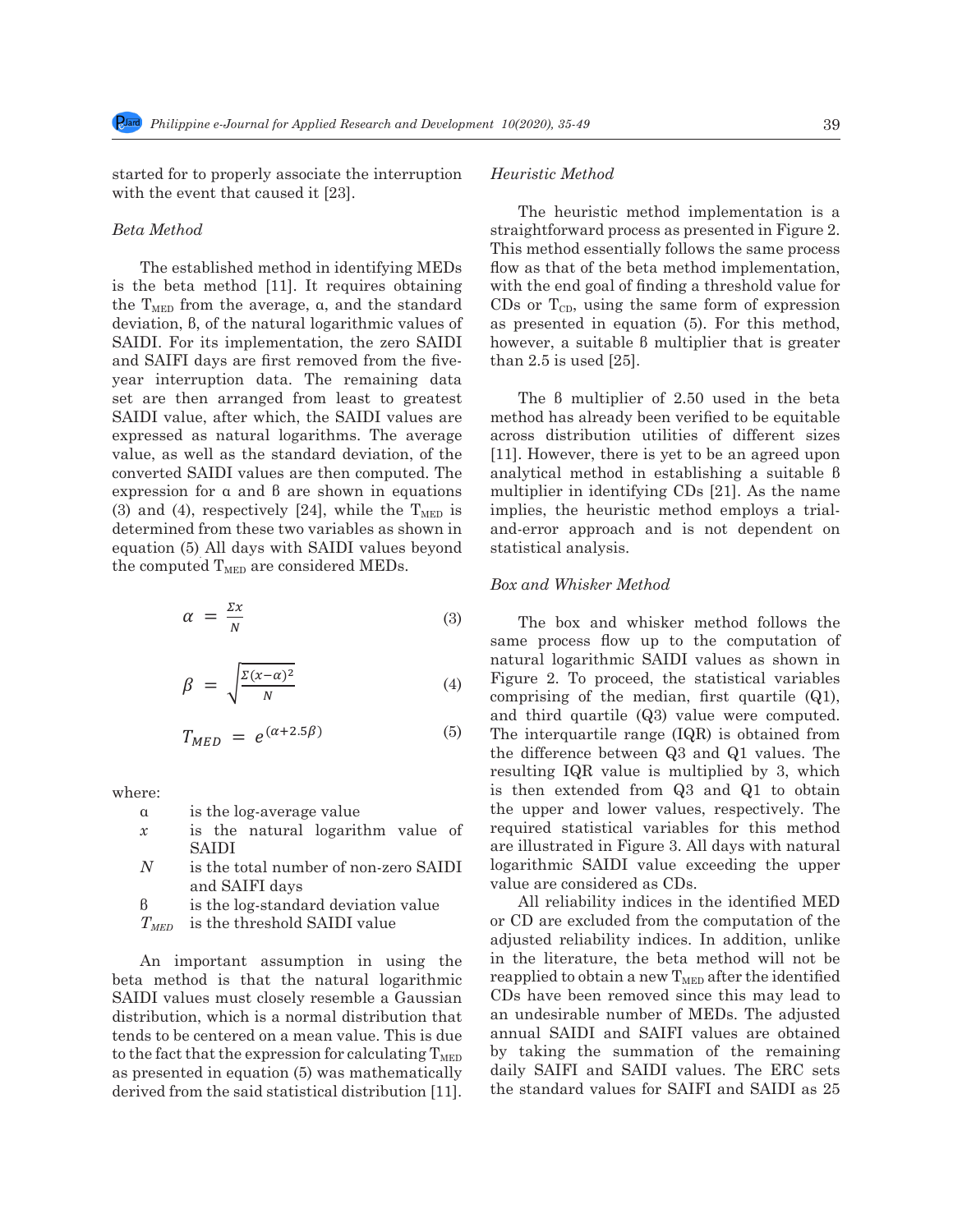started for to properly associate the interruption with the event that caused it [23].

### *Beta Method*

The established method in identifying MEDs is the beta method [11]. It requires obtaining the $T_{MED}$ from the average, α, and the standard deviation, β, of the natural logarithmic values of SAIDI. For its implementation, the zero SAIDI and SAIFI days are first removed from the five-year interruption data. The remaining data set are then arranged from least to greatest SAIDI value, after which, the SAIDI values are expressed as natural logarithms. The average value, as well as the standard deviation, of the converted SAIDI values are then computed. The expression for α and β are shown in equations (3) and (4), respectively [24], while the $T_{MED}$ is determined from these two variables as shown in equation (5). All days with SAIDI values beyond the computed $T_{MED}$ are considered MEDs.

$$\alpha = \frac{\Sigma x}{N} \tag{3}$$

$$\beta = \sqrt{\frac{\Sigma(x-\alpha)^2}{N}} \tag{4}$$

$$T_{MED} = e^{(\alpha+2.5\beta)} \tag{5}$$

where:

- α is the log-average value
- $x$ is the natural logarithm value of SAIDI
- $N$ is the total number of non-zero SAIDI and SAIFI days
- β is the log-standard deviation value
- $T_{MED}$ is the threshold SAIDI value

An important assumption in using the beta method is that the natural logarithmic SAIDI values must closely resemble a Gaussian distribution, which is a normal distribution that tends to be centered on a mean value. This is due to the fact that the expression for calculating $T_{MED}$ as presented in equation (5) was mathematically derived from the said statistical distribution [11].

### *Heuristic Method*

The heuristic method implementation is a straightforward process as presented in Figure 2. This method essentially follows the same process flow as that of the beta method implementation, with the end goal of finding a threshold value for CDs or $T_{CD}$, using the same form of expression as presented in equation (5). For this method, however, a suitable β multiplier that is greater than 2.5 is used [25].

The β multiplier of 2.50 used in the beta method has already been verified to be equitable across distribution utilities of different sizes [11]. However, there is yet to be an agreed upon analytical method in establishing a suitable β multiplier in identifying CDs [21]. As the name implies, the heuristic method employs a trial-and-error approach and is not dependent on statistical analysis.

### *Box and Whisker Method*

The box and whisker method follows the same process flow up to the computation of natural logarithmic SAIDI values as shown in Figure 2. To proceed, the statistical variables comprising of the median, first quartile (Q1), and third quartile (Q3) value were computed. The interquartile range (IQR) is obtained from the difference between Q3 and Q1 values. The resulting IQR value is multiplied by 3, which is then extended from Q3 and Q1 to obtain the upper and lower values, respectively. The required statistical variables for this method are illustrated in Figure 3. All days with natural logarithmic SAIDI value exceeding the upper value are considered as CDs.

All reliability indices in the identified MED or CD are excluded from the computation of the adjusted reliability indices. In addition, unlike in the literature, the beta method will not be reapplied to obtain a new $T_{MED}$ after the identified CDs have been removed since this may lead to an undesirable number of MEDs. The adjusted annual SAIDI and SAIFI values are obtained by taking the summation of the remaining daily SAIFI and SAIDI values. The ERC sets the standard values for SAIFI and SAIDI as 25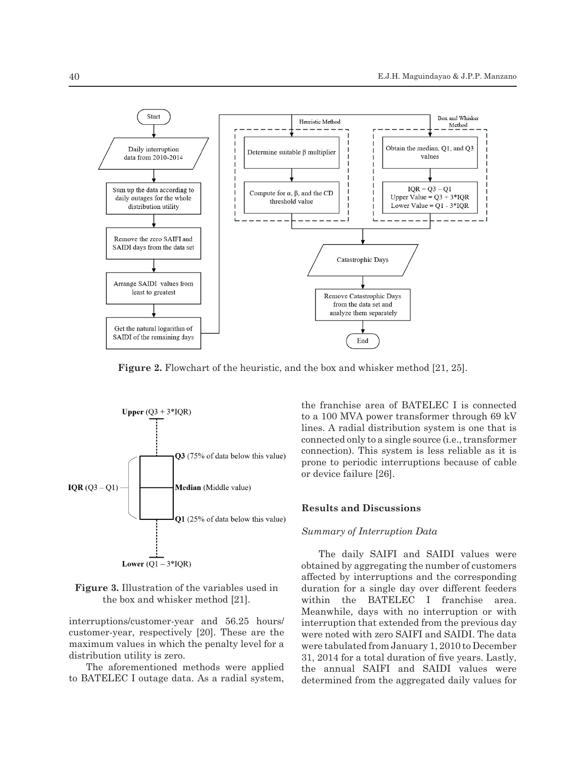Figure 2. Flowchart of the heuristic, and the box and whisker method [21, 25].

Figure 3. Illustration of the variables used in the box and whisker method [21].

interruptions/customer-year and 56.25 hours/customer-year, respectively [20]. These are the maximum values in which the penalty level for a distribution utility is zero.

The aforementioned methods were applied to BATELEC I outage data. As a radial system, the franchise area of BATELEC I is connected to a 100 MVA power transformer through 69 kV lines. A radial distribution system is one that is connected only to a single source (i.e., transformer connection). This system is less reliable as it is prone to periodic interruptions because of cable or device failure [26].

## Results and Discussions

### *Summary of Interruption Data*

The daily SAIFI and SAIDI values were obtained by aggregating the number of customers affected by interruptions and the corresponding duration for a single day over different feeders within the BATELEC I franchise area. Meanwhile, days with no interruption or with interruption that extended from the previous day were noted with zero SAIFI and SAIDI. The data were tabulated from January 1, 2010 to December 31, 2014 for a total duration of five years. Lastly, the annual SAIFI and SAIDI values were determined from the aggregated daily values for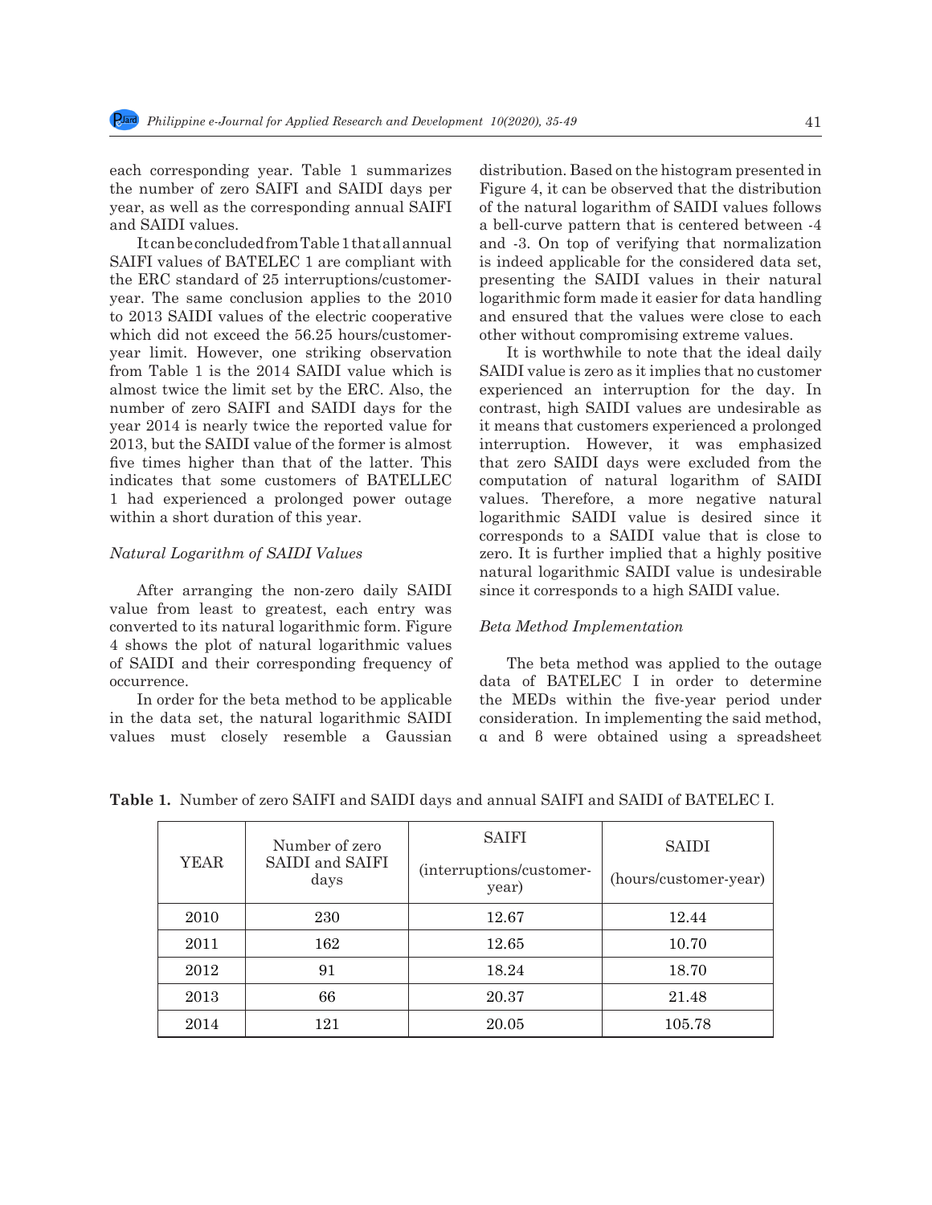each corresponding year. Table 1 summarizes the number of zero SAIFI and SAIDI days per year, as well as the corresponding annual SAIFI and SAIDI values.

It can be concluded from Table 1 that all annual SAIFI values of BATELEC 1 are compliant with the ERC standard of 25 interruptions/customer-year. The same conclusion applies to the 2010 to 2013 SAIDI values of the electric cooperative which did not exceed the 56.25 hours/customer-year limit. However, one striking observation from Table 1 is the 2014 SAIDI value which is almost twice the limit set by the ERC. Also, the number of zero SAIFI and SAIDI days for the year 2014 is nearly twice the reported value for 2013, but the SAIDI value of the former is almost five times higher than that of the latter. This indicates that some customers of BATELLEC 1 had experienced a prolonged power outage within a short duration of this year.

### *Natural Logarithm of SAIDI Values*

After arranging the non-zero daily SAIDI value from least to greatest, each entry was converted to its natural logarithmic form. Figure 4 shows the plot of natural logarithmic values of SAIDI and their corresponding frequency of occurrence.

In order for the beta method to be applicable in the data set, the natural logarithmic SAIDI values must closely resemble a Gaussian distribution. Based on the histogram presented in Figure 4, it can be observed that the distribution of the natural logarithm of SAIDI values follows a bell-curve pattern that is centered between -4 and -3. On top of verifying that normalization is indeed applicable for the considered data set, presenting the SAIDI values in their natural logarithmic form made it easier for data handling and ensured that the values were close to each other without compromising extreme values.

It is worthwhile to note that the ideal daily SAIDI value is zero as it implies that no customer experienced an interruption for the day. In contrast, high SAIDI values are undesirable as it means that customers experienced a prolonged interruption. However, it was emphasized that zero SAIDI days were excluded from the computation of natural logarithm of SAIDI values. Therefore, a more negative natural logarithmic SAIDI value is desired since it corresponds to a SAIDI value that is close to zero. It is further implied that a highly positive natural logarithmic SAIDI value is undesirable since it corresponds to a high SAIDI value.

### *Beta Method Implementation*

The beta method was applied to the outage data of BATELEC I in order to determine the MEDs within the five-year period under consideration. In implementing the said method, α and β were obtained using a spreadsheet

**Table 1.** Number of zero SAIFI and SAIDI days and annual SAIFI and SAIDI of BATELEC I.

| YEAR | Number of zero SAIDI and SAIFI days | SAIFI (interruptions/customer-year) | SAIDI (hours/customer-year) |
|---|---|---|---|
| 2010 | 230 | 12.67 | 12.44 |
| 2011 | 162 | 12.65 | 10.70 |
| 2012 | 91 | 18.24 | 18.70 |
| 2013 | 66 | 20.37 | 21.48 |
| 2014 | 121 | 20.05 | 105.78 |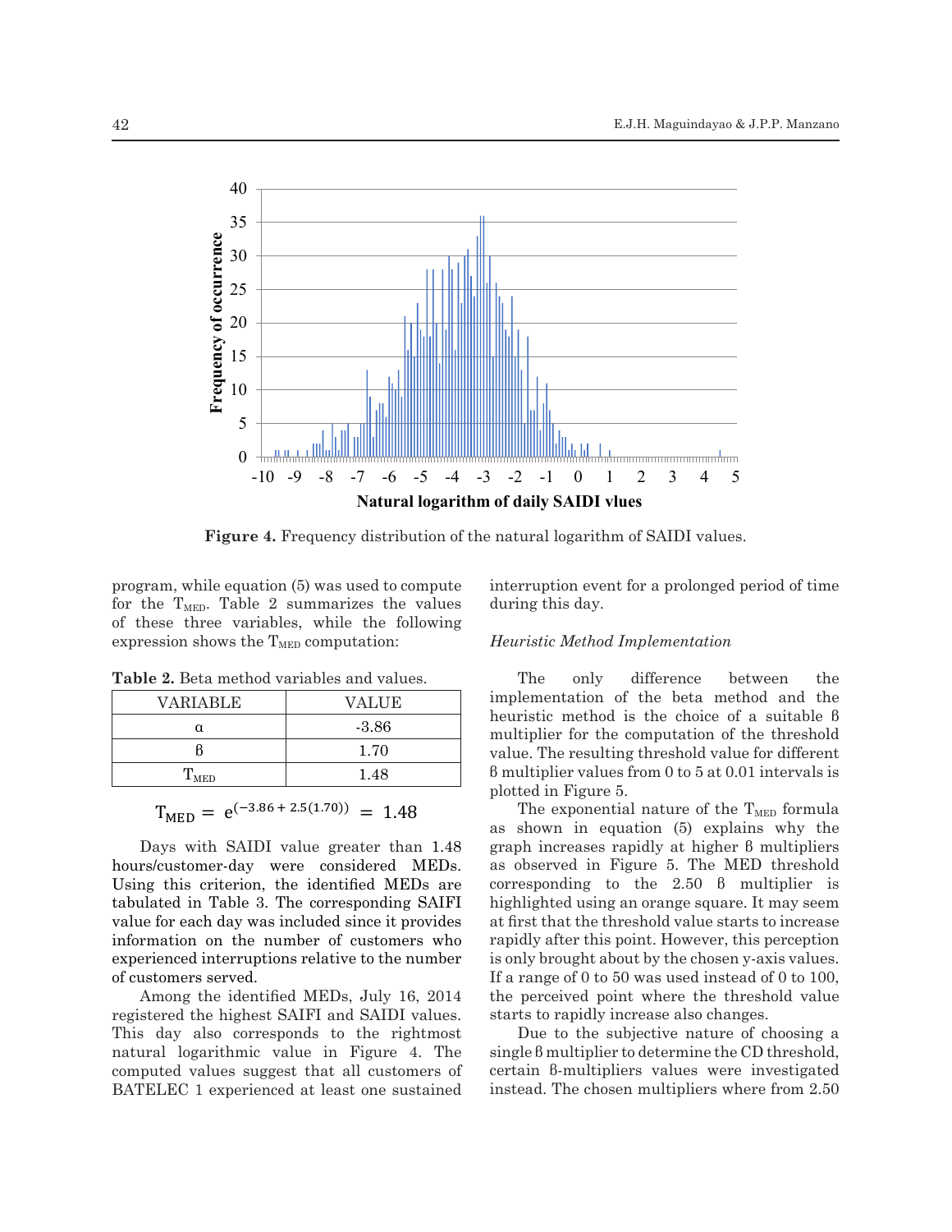Figure 4. Frequency distribution of the natural logarithm of SAIDI values.

program, while equation (5) was used to compute for the $T_{MED}$. Table 2 summarizes the values of these three variables, while the following expression shows the $T_{MED}$ computation:

**Table 2.** Beta method variables and values.

| VARIABLE | VALUE |
|---|---|
| α | -3.86 |
| β | 1.70 |
| $T_{MED}$ | 1.48 |

$$T_{MED} = e^{(-3.86 + 2.5(1.70))} = 1.48$$

Days with SAIDI value greater than 1.48 hours/customer-day were considered MEDs. Using this criterion, the identified MEDs are tabulated in Table 3. The corresponding SAIFI value for each day was included since it provides information on the number of customers who experienced interruptions relative to the number of customers served.

Among the identified MEDs, July 16, 2014 registered the highest SAIFI and SAIDI values. This day also corresponds to the rightmost natural logarithmic value in Figure 4. The computed values suggest that all customers of BATELEC 1 experienced at least one sustained interruption event for a prolonged period of time during this day.

*Heuristic Method Implementation*

The only difference between the implementation of the beta method and the heuristic method is the choice of a suitable β multiplier for the computation of the threshold value. The resulting threshold value for different β multiplier values from 0 to 5 at 0.01 intervals is plotted in Figure 5.

The exponential nature of the $T_{MED}$ formula as shown in equation (5) explains why the graph increases rapidly at higher β multipliers as observed in Figure 5. The MED threshold corresponding to the 2.50 β multiplier is highlighted using an orange square. It may seem at first that the threshold value starts to increase rapidly after this point. However, this perception is only brought about by the chosen y-axis values. If a range of 0 to 50 was used instead of 0 to 100, the perceived point where the threshold value starts to rapidly increase also changes.

Due to the subjective nature of choosing a single β multiplier to determine the CD threshold, certain β-multipliers values were investigated instead. The chosen multipliers where from 2.50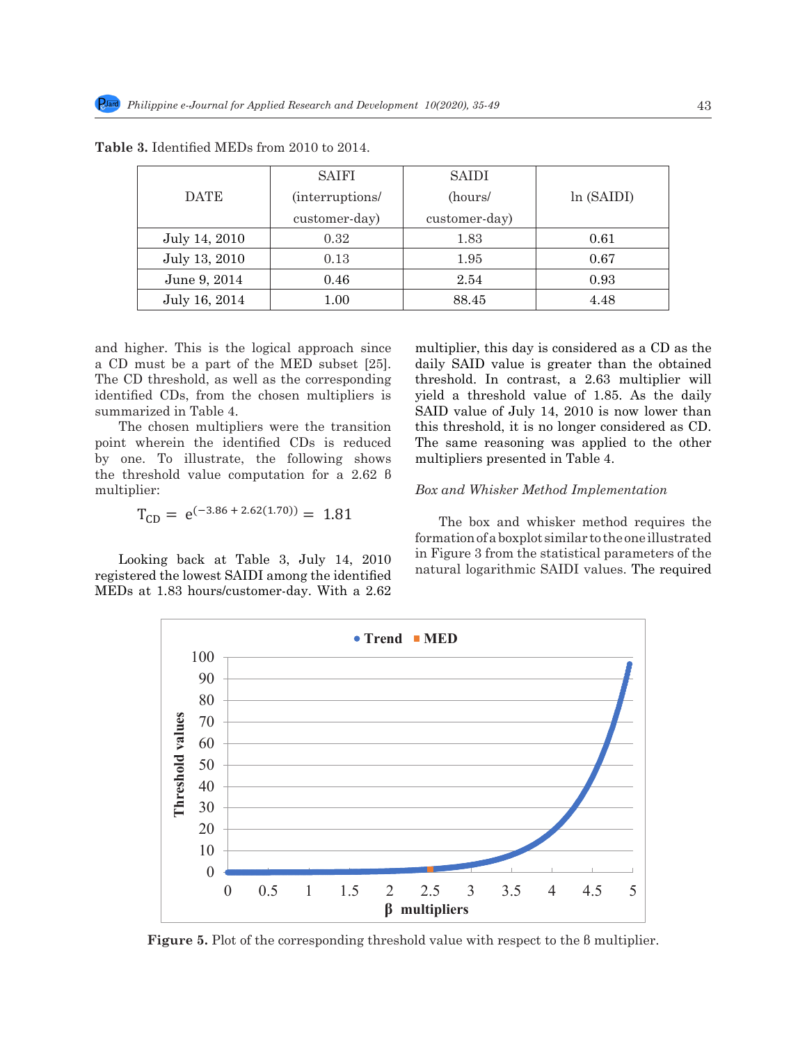**Table 3.** Identified MEDs from 2010 to 2014.

| DATE | SAIFI (interruptions/ customer-day) | SAIDI (hours/ customer-day) | ln (SAIDI) |
|---|---|---|---|
| July 14, 2010 | 0.32 | 1.83 | 0.61 |
| July 13, 2010 | 0.13 | 1.95 | 0.67 |
| June 9, 2014 | 0.46 | 2.54 | 0.93 |
| July 16, 2014 | 1.00 | 88.45 | 4.48 |

and higher. This is the logical approach since a CD must be a part of the MED subset [25]. The CD threshold, as well as the corresponding identified CDs, from the chosen multipliers is summarized in Table 4.

The chosen multipliers were the transition point wherein the identified CDs is reduced by one. To illustrate, the following shows the threshold value computation for a 2.62 β multiplier:

$$T_{CD} = e^{(-3.86 + 2.62(1.70))} = 1.81$$

Looking back at Table 3, July 14, 2010 registered the lowest SAIDI among the identified MEDs at 1.83 hours/customer-day. With a 2.62 multiplier, this day is considered as a CD as the daily SAID value is greater than the obtained threshold. In contrast, a 2.63 multiplier will yield a threshold value of 1.85. As the daily SAID value of July 14, 2010 is now lower than this threshold, it is no longer considered as CD. The same reasoning was applied to the other multipliers presented in Table 4.

*Box and Whisker Method Implementation*

The box and whisker method requires the formation of a boxplot similar to the one illustrated in Figure 3 from the statistical parameters of the natural logarithmic SAIDI values. The required

**Figure 5.** Plot of the corresponding threshold value with respect to the β multiplier.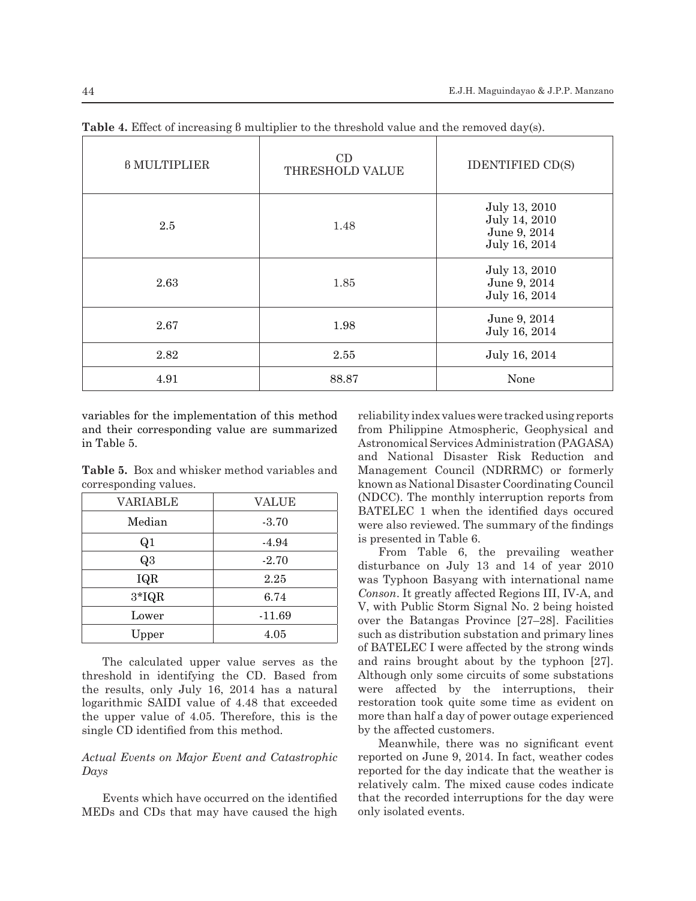**Table 4.** Effect of increasing β multiplier to the threshold value and the removed day(s).

| β MULTIPLIER | CD THRESHOLD VALUE | IDENTIFIED CD(S) |
| --- | --- | --- |
| 2.5 | 1.48 | July 13, 2010<br>July 14, 2010<br>June 9, 2014<br>July 16, 2014 |
| 2.63 | 1.85 | July 13, 2010<br>June 9, 2014<br>July 16, 2014 |
| 2.67 | 1.98 | June 9, 2014<br>July 16, 2014 |
| 2.82 | 2.55 | July 16, 2014 |
| 4.91 | 88.87 | None |

variables for the implementation of this method and their corresponding value are summarized in Table 5.

**Table 5.** Box and whisker method variables and corresponding values.

| VARIABLE | VALUE |
| --- | --- |
| Median | -3.70 |
| Q1 | -4.94 |
| Q3 | -2.70 |
| IQR | 2.25 |
| 3*IQR | 6.74 |
| Lower | -11.69 |
| Upper | 4.05 |

The calculated upper value serves as the threshold in identifying the CD. Based from the results, only July 16, 2014 has a natural logarithmic SAIDI value of 4.48 that exceeded the upper value of 4.05. Therefore, this is the single CD identified from this method.

### *Actual Events on Major Event and Catastrophic Days*

Events which have occurred on the identified MEDs and CDs that may have caused the high reliability index values were tracked using reports from Philippine Atmospheric, Geophysical and Astronomical Services Administration (PAGASA) and National Disaster Risk Reduction and Management Council (NDRRMC) or formerly known as National Disaster Coordinating Council (NDCC). The monthly interruption reports from BATELEC 1 when the identified days occured were also reviewed. The summary of the findings is presented in Table 6.

From Table 6, the prevailing weather disturbance on July 13 and 14 of year 2010 was Typhoon Basyang with international name *Conson*. It greatly affected Regions III, IV-A, and V, with Public Storm Signal No. 2 being hoisted over the Batangas Province [27–28]. Facilities such as distribution substation and primary lines of BATELEC I were affected by the strong winds and rains brought about by the typhoon [27]. Although only some circuits of some substations were affected by the interruptions, their restoration took quite some time as evident on more than half a day of power outage experienced by the affected customers.

Meanwhile, there was no significant event reported on June 9, 2014. In fact, weather codes reported for the day indicate that the weather is relatively calm. The mixed cause codes indicate that the recorded interruptions for the day were only isolated events.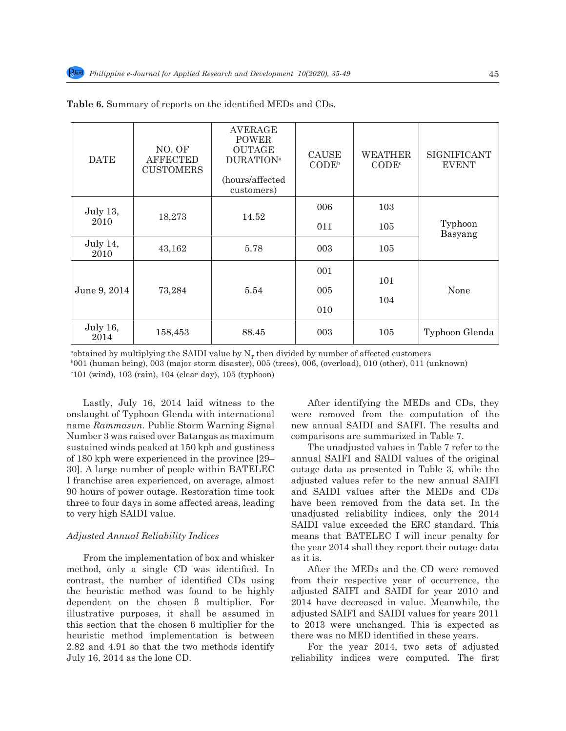**Table 6.** Summary of reports on the identified MEDs and CDs.

| DATE | NO. OF AFFECTED CUSTOMERS | AVERAGE POWER OUTAGE DURATION[a] (hours/affected customers) | CAUSE CODE[b] | WEATHER CODE[c] | SIGNIFICANT EVENT |
|---|---|---|---|---|---|
| July 13, 2010 | 18,273 | 14.52 | 006<br>011 | 103<br>105 | Typhoon Basyang |
| July 14, 2010 | 43,162 | 5.78 | 003 | 105 | |
| June 9, 2014 | 73,284 | 5.54 | 001<br>005<br>010 | 101<br>104 | None |
| July 16, 2014 | 158,453 | 88.45 | 003 | 105 | Typhoon Glenda |

[a]obtained by multiplying the SAIDI value by $N_T$ then divided by number of affected customers
[b]001 (human being), 003 (major storm disaster), 005 (trees), 006, (overload), 010 (other), 011 (unknown)
[c]101 (wind), 103 (rain), 104 (clear day), 105 (typhoon)

Lastly, July 16, 2014 laid witness to the onslaught of Typhoon Glenda with international name *Rammasun*. Public Storm Warning Signal Number 3 was raised over Batangas as maximum sustained winds peaked at 150 kph and gustiness of 180 kph were experienced in the province [29–30]. A large number of people within BATELEC I franchise area experienced, on average, almost 90 hours of power outage. Restoration time took three to four days in some affected areas, leading to very high SAIDI value.

### *Adjusted Annual Reliability Indices*

From the implementation of box and whisker method, only a single CD was identified. In contrast, the number of identified CDs using the heuristic method was found to be highly dependent on the chosen β multiplier. For illustrative purposes, it shall be assumed in this section that the chosen β multiplier for the heuristic method implementation is between 2.82 and 4.91 so that the two methods identify July 16, 2014 as the lone CD.

After identifying the MEDs and CDs, they were removed from the computation of the new annual SAIDI and SAIFI. The results and comparisons are summarized in Table 7.

The unadjusted values in Table 7 refer to the annual SAIFI and SAIDI values of the original outage data as presented in Table 3, while the adjusted values refer to the new annual SAIFI and SAIDI values after the MEDs and CDs have been removed from the data set. In the unadjusted reliability indices, only the 2014 SAIDI value exceeded the ERC standard. This means that BATELEC I will incur penalty for the year 2014 shall they report their outage data as it is.

After the MEDs and the CD were removed from their respective year of occurrence, the adjusted SAIFI and SAIDI for year 2010 and 2014 have decreased in value. Meanwhile, the adjusted SAIFI and SAIDI values for years 2011 to 2013 were unchanged. This is expected as there was no MED identified in these years.

For the year 2014, two sets of adjusted reliability indices were computed. The first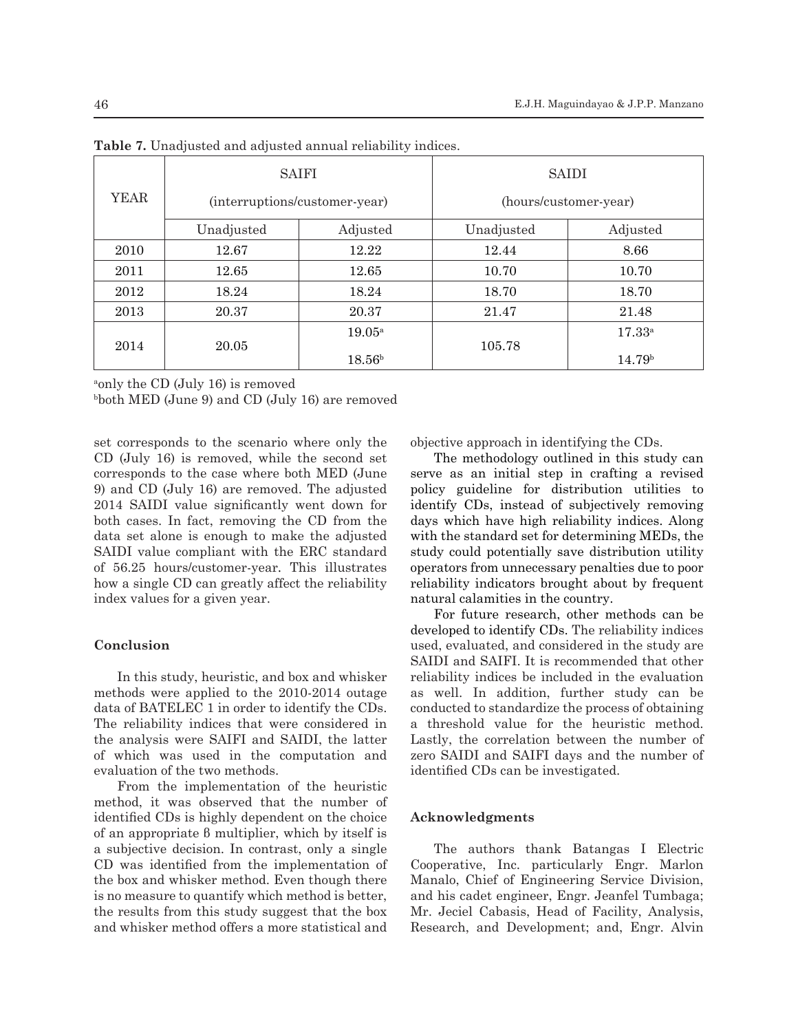**Table 7.** Unadjusted and adjusted annual reliability indices.

| YEAR | SAIFI (interruptions/customer-year) | | SAIDI (hours/customer-year) | |
|---|---|---|---|---|
| | Unadjusted | Adjusted | Unadjusted | Adjusted |
| 2010 | 12.67 | 12.22 | 12.44 | 8.66 |
| 2011 | 12.65 | 12.65 | 10.70 | 10.70 |
| 2012 | 18.24 | 18.24 | 18.70 | 18.70 |
| 2013 | 20.37 | 20.37 | 21.47 | 21.48 |
| 2014 | 20.05 | 19.05[a] | 105.78 | 17.33[a] |
| | | 18.56[b] | | 14.79[b] |

[a]only the CD (July 16) is removed

[b]both MED (June 9) and CD (July 16) are removed

set corresponds to the scenario where only the CD (July 16) is removed, while the second set corresponds to the case where both MED (June 9) and CD (July 16) are removed. The adjusted 2014 SAIDI value significantly went down for both cases. In fact, removing the CD from the data set alone is enough to make the adjusted SAIDI value compliant with the ERC standard of 56.25 hours/customer-year. This illustrates how a single CD can greatly affect the reliability index values for a given year.

## Conclusion

In this study, heuristic, and box and whisker methods were applied to the 2010-2014 outage data of BATELEC 1 in order to identify the CDs. The reliability indices that were considered in the analysis were SAIFI and SAIDI, the latter of which was used in the computation and evaluation of the two methods.

From the implementation of the heuristic method, it was observed that the number of identified CDs is highly dependent on the choice of an appropriate β multiplier, which by itself is a subjective decision. In contrast, only a single CD was identified from the implementation of the box and whisker method. Even though there is no measure to quantify which method is better, the results from this study suggest that the box and whisker method offers a more statistical and objective approach in identifying the CDs.

The methodology outlined in this study can serve as an initial step in crafting a revised policy guideline for distribution utilities to identify CDs, instead of subjectively removing days which have high reliability indices. Along with the standard set for determining MEDs, the study could potentially save distribution utility operators from unnecessary penalties due to poor reliability indicators brought about by frequent natural calamities in the country.

For future research, other methods can be developed to identify CDs. The reliability indices used, evaluated, and considered in the study are SAIDI and SAIFI. It is recommended that other reliability indices be included in the evaluation as well. In addition, further study can be conducted to standardize the process of obtaining a threshold value for the heuristic method. Lastly, the correlation between the number of zero SAIDI and SAIFI days and the number of identified CDs can be investigated.

## Acknowledgments

The authors thank Batangas I Electric Cooperative, Inc. particularly Engr. Marlon Manalo, Chief of Engineering Service Division, and his cadet engineer, Engr. Jeanfel Tumbaga; Mr. Jeciel Cabasis, Head of Facility, Analysis, Research, and Development; and, Engr. Alvin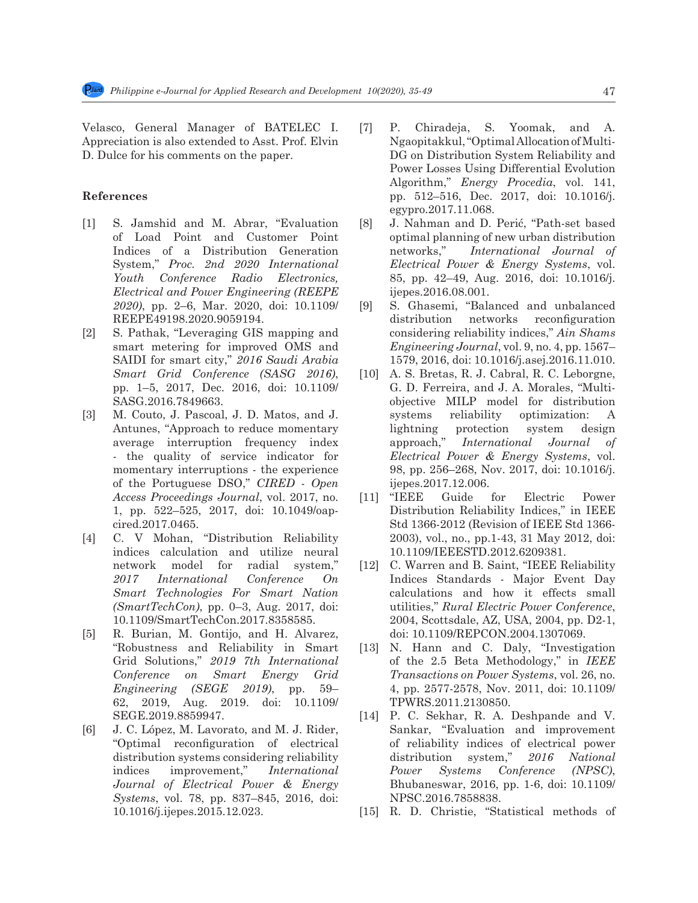Velasco, General Manager of BATELEC I. Appreciation is also extended to Asst. Prof. Elvin D. Dulce for his comments on the paper.

## References

[1] S. Jamshid and M. Abrar, "Evaluation of Load Point and Customer Point Indices of a Distribution Generation System," *Proc. 2nd 2020 International Youth Conference Radio Electronics, Electrical and Power Engineering (REEPE 2020)*, pp. 2–6, Mar. 2020, doi: 10.1109/REEPE49198.2020.9059194.

[2] S. Pathak, "Leveraging GIS mapping and smart metering for improved OMS and SAIDI for smart city," *2016 Saudi Arabia Smart Grid Conference (SASG 2016)*, pp. 1–5, 2017, Dec. 2016, doi: 10.1109/SASG.2016.7849663.

[3] M. Couto, J. Pascoal, J. D. Matos, and J. Antunes, "Approach to reduce momentary average interruption frequency index - the quality of service indicator for momentary interruptions - the experience of the Portuguese DSO," *CIRED - Open Access Proceedings Journal*, vol. 2017, no. 1, pp. 522–525, 2017, doi: 10.1049/oap-cired.2017.0465.

[4] C. V Mohan, "Distribution Reliability indices calculation and utilize neural network model for radial system," *2017 International Conference On Smart Technologies For Smart Nation (SmartTechCon)*, pp. 0–3, Aug. 2017, doi: 10.1109/SmartTechCon.2017.8358585.

[5] R. Burian, M. Gontijo, and H. Alvarez, "Robustness and Reliability in Smart Grid Solutions," *2019 7th International Conference on Smart Energy Grid Engineering (SEGE 2019)*, pp. 59–62, 2019, Aug. 2019. doi: 10.1109/SEGE.2019.8859947.

[6] J. C. López, M. Lavorato, and M. J. Rider, "Optimal reconfiguration of electrical distribution systems considering reliability indices improvement," *International Journal of Electrical Power & Energy Systems*, vol. 78, pp. 837–845, 2016, doi: 10.1016/j.ijepes.2015.12.023.

[7] P. Chiradeja, S. Yoomak, and A. Ngaopitakkul, "Optimal Allocation of Multi-DG on Distribution System Reliability and Power Losses Using Differential Evolution Algorithm," *Energy Procedia*, vol. 141, pp. 512–516, Dec. 2017, doi: 10.1016/j.egypro.2017.11.068.

[8] J. Nahman and D. Perić, "Path-set based optimal planning of new urban distribution networks," *International Journal of Electrical Power & Energy Systems*, vol. 85, pp. 42–49, Aug. 2016, doi: 10.1016/j.ijepes.2016.08.001.

[9] S. Ghasemi, "Balanced and unbalanced distribution networks reconfiguration considering reliability indices," *Ain Shams Engineering Journal*, vol. 9, no. 4, pp. 1567–1579, 2016, doi: 10.1016/j.asej.2016.11.010.

[10] A. S. Bretas, R. J. Cabral, R. C. Leborgne, G. D. Ferreira, and J. A. Morales, "Multi-objective MILP model for distribution systems reliability optimization: A lightning protection system design approach," *International Journal of Electrical Power & Energy Systems*, vol. 98, pp. 256–268, Nov. 2017, doi: 10.1016/j.ijepes.2017.12.006.

[11] "IEEE Guide for Electric Power Distribution Reliability Indices," in IEEE Std 1366-2012 (Revision of IEEE Std 1366-2003), vol., no., pp.1-43, 31 May 2012, doi: 10.1109/IEEESTD.2012.6209381.

[12] C. Warren and B. Saint, "IEEE Reliability Indices Standards - Major Event Day calculations and how it effects small utilities," *Rural Electric Power Conference*, 2004, Scottsdale, AZ, USA, 2004, pp. D2-1, doi: 10.1109/REPCON.2004.1307069.

[13] N. Hann and C. Daly, "Investigation of the 2.5 Beta Methodology," in *IEEE Transactions on Power Systems*, vol. 26, no. 4, pp. 2577-2578, Nov. 2011, doi: 10.1109/TPWRS.2011.2130850.

[14] P. C. Sekhar, R. A. Deshpande and V. Sankar, "Evaluation and improvement of reliability indices of electrical power distribution system," *2016 National Power Systems Conference (NPSC)*, Bhubaneswar, 2016, pp. 1-6, doi: 10.1109/NPSC.2016.7858838.

[15] R. D. Christie, "Statistical methods of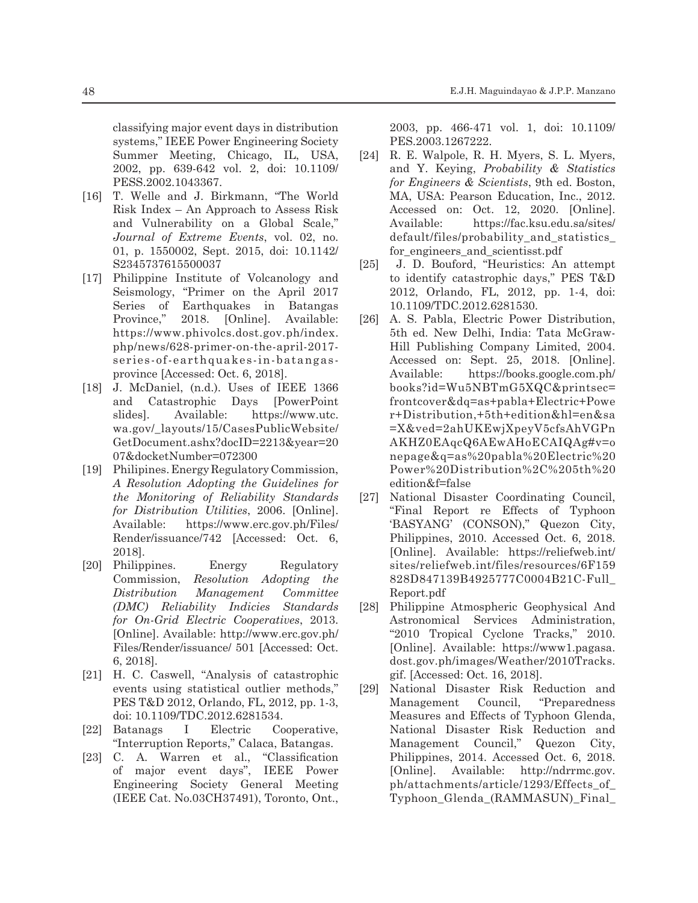classifying major event days in distribution systems," IEEE Power Engineering Society Summer Meeting, Chicago, IL, USA, 2002, pp. 639-642 vol. 2, doi: 10.1109/PESS.2002.1043367.

[16] T. Welle and J. Birkmann, "The World Risk Index – An Approach to Assess Risk and Vulnerability on a Global Scale," *Journal of Extreme Events*, vol. 02, no. 01, p. 1550002, Sept. 2015, doi: 10.1142/S2345737615500037

[17] Philippine Institute of Volcanology and Seismology, "Primer on the April 2017 Series of Earthquakes in Batangas Province," 2018. [Online]. Available: https://www.phivolcs.dost.gov.ph/index.php/news/628-primer-on-the-april-2017-series-of-earthquakes-in-batangas-province [Accessed: Oct. 6, 2018].

[18] J. McDaniel, (n.d.). Uses of IEEE 1366 and Catastrophic Days [PowerPoint slides]. Available: https://www.utc.wa.gov/_layouts/15/CasesPublicWebsite/GetDocument.ashx?docID=2213&year=2007&docketNumber=072300

[19] Philipines. Energy Regulatory Commission, *A Resolution Adopting the Guidelines for the Monitoring of Reliability Standards for Distribution Utilities*, 2006. [Online]. Available: https://www.erc.gov.ph/Files/Render/issuance/742 [Accessed: Oct. 6, 2018].

[20] Philippines. Energy Regulatory Commission, *Resolution Adopting the Distribution Management Committee (DMC) Reliability Indicies Standards for On-Grid Electric Cooperatives*, 2013. [Online]. Available: http://www.erc.gov.ph/Files/Render/issuance/ 501 [Accessed: Oct. 6, 2018].

[21] H. C. Caswell, "Analysis of catastrophic events using statistical outlier methods," PES T&D 2012, Orlando, FL, 2012, pp. 1-3, doi: 10.1109/TDC.2012.6281534.

[22] Batanags I Electric Cooperative, "Interruption Reports," Calaca, Batangas.

[23] C. A. Warren et al., "Classification of major event days", IEEE Power Engineering Society General Meeting (IEEE Cat. No.03CH37491), Toronto, Ont., 2003, pp. 466-471 vol. 1, doi: 10.1109/PES.2003.1267222.

[24] R. E. Walpole, R. H. Myers, S. L. Myers, and Y. Keying, *Probability & Statistics for Engineers & Scientists*, 9th ed. Boston, MA, USA: Pearson Education, Inc., 2012. Accessed on: Oct. 12, 2020. [Online]. Available: https://fac.ksu.edu.sa/sites/default/files/probability_and_statistics_for_engineers_and_scientisst.pdf

[25] J. D. Bouford, "Heuristics: An attempt to identify catastrophic days," PES T&D 2012, Orlando, FL, 2012, pp. 1-4, doi: 10.1109/TDC.2012.6281530.

[26] A. S. Pabla, Electric Power Distribution, 5th ed. New Delhi, India: Tata McGraw-Hill Publishing Company Limited, 2004. Accessed on: Sept. 25, 2018. [Online]. Available: https://books.google.com.ph/books?id=Wu5NBTmG5XQC&printsec=frontcover&dq=as+pabla+Electric+Power+Distribution,+5th+edition&hl=en&sa=X&ved=2ahUKEwjXpeyV5cfsAhVGPnAKHZ0EAqcQ6AEwAHoECAIQAg#v=onepage&q=as%20pabla%20Electric%20Power%20Distribution%2C%205th%20edition&f=false

[27] National Disaster Coordinating Council, "Final Report re Effects of Typhoon 'BASYANG' (CONSON)," Quezon City, Philippines, 2010. Accessed Oct. 6, 2018. [Online]. Available: https://reliefweb.int/sites/reliefweb.int/files/resources/6F159828D847139B4925777C0004B21C-Full_Report.pdf

[28] Philippine Atmospheric Geophysical And Astronomical Services Administration, "2010 Tropical Cyclone Tracks," 2010. [Online]. Available: https://www1.pagasa.dost.gov.ph/images/Weather/2010Tracks.gif. [Accessed: Oct. 16, 2018].

[29] National Disaster Risk Reduction and Management Council, "Preparedness Measures and Effects of Typhoon Glenda, National Disaster Risk Reduction and Management Council," Quezon City, Philippines, 2014. Accessed Oct. 6, 2018. [Online]. Available: http://ndrrmc.gov.ph/attachments/article/1293/Effects_of_Typhoon_Glenda_(RAMMASUN)_Final_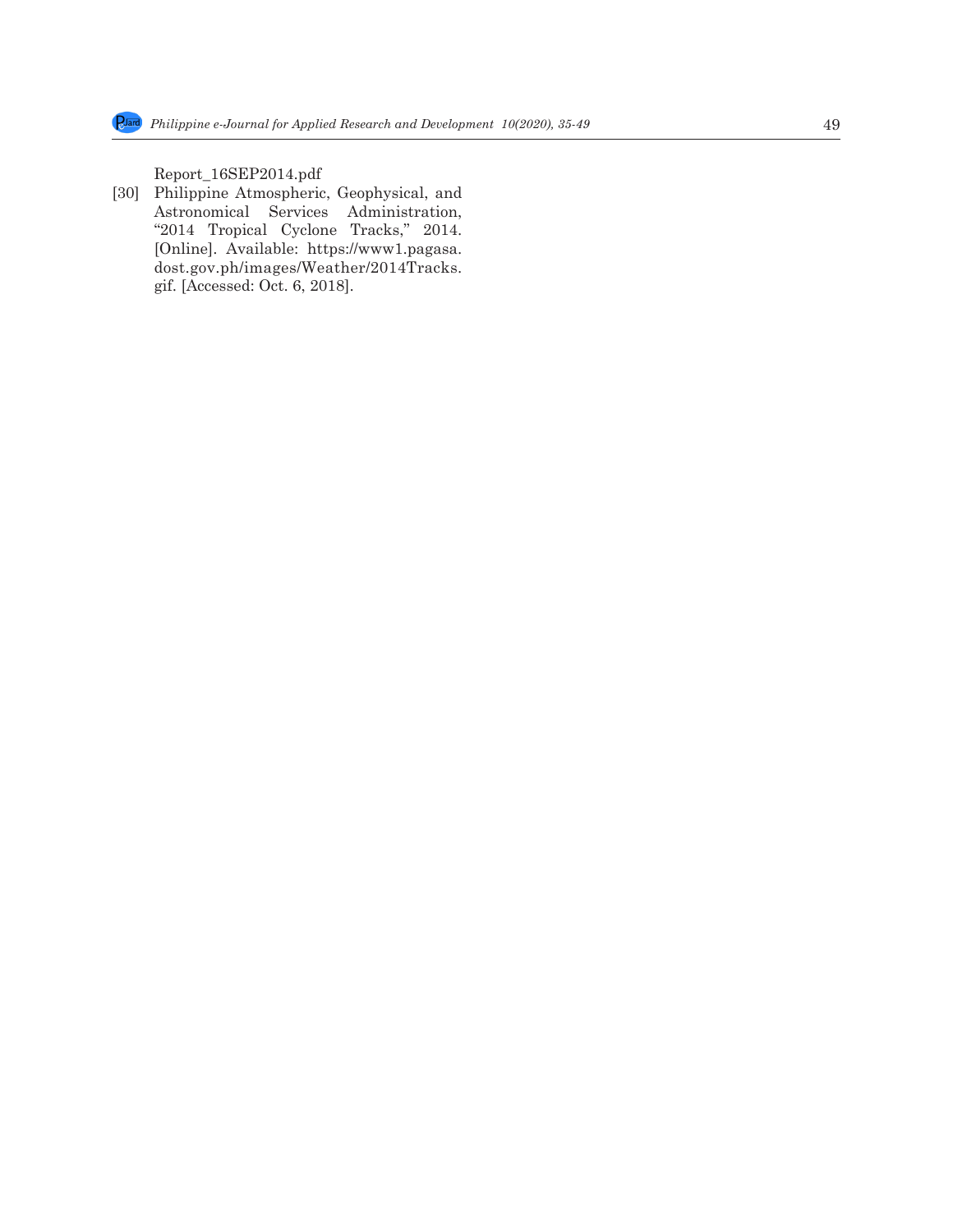Report_16SEP2014.pdf

[30] Philippine Atmospheric, Geophysical, and Astronomical Services Administration, "2014 Tropical Cyclone Tracks," 2014. [Online]. Available: https://www1.pagasa.dost.gov.ph/images/Weather/2014Tracks.gif. [Accessed: Oct. 6, 2018].